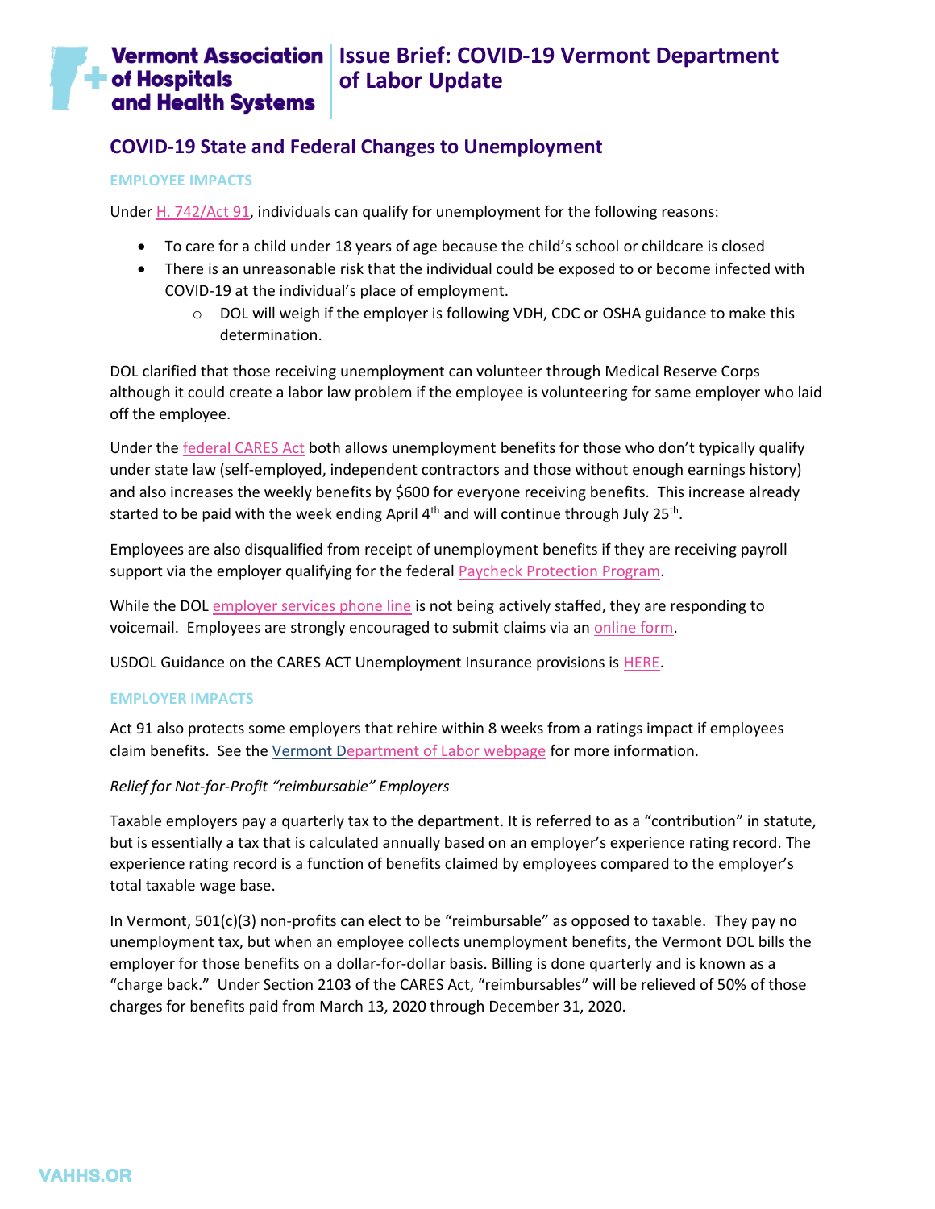# Vermont Association of Hospitals and Health Systems | Issue Brief: COVID-19 Vermont Department of Labor Update

## COVID-19 State and Federal Changes to Unemployment

### EMPLOYEE IMPACTS

Under H. 742/Act 91, individuals can qualify for unemployment for the following reasons:

- To care for a child under 18 years of age because the child's school or childcare is closed
- There is an unreasonable risk that the individual could be exposed to or become infected with COVID-19 at the individual's place of employment.
  - DOL will weigh if the employer is following VDH, CDC or OSHA guidance to make this determination.

DOL clarified that those receiving unemployment can volunteer through Medical Reserve Corps although it could create a labor law problem if the employee is volunteering for same employer who laid off the employee.

Under the federal CARES Act both allows unemployment benefits for those who don't typically qualify under state law (self-employed, independent contractors and those without enough earnings history) and also increases the weekly benefits by $600 for everyone receiving benefits. This increase already started to be paid with the week ending April 4th and will continue through July 25th.

Employees are also disqualified from receipt of unemployment benefits if they are receiving payroll support via the employer qualifying for the federal Paycheck Protection Program.

While the DOL employer services phone line is not being actively staffed, they are responding to voicemail. Employees are strongly encouraged to submit claims via an online form.

USDOL Guidance on the CARES ACT Unemployment Insurance provisions is HERE.

### EMPLOYER IMPACTS

Act 91 also protects some employers that rehire within 8 weeks from a ratings impact if employees claim benefits. See the Vermont Department of Labor webpage for more information.

*Relief for Not-for-Profit "reimbursable" Employers*

Taxable employers pay a quarterly tax to the department. It is referred to as a "contribution" in statute, but is essentially a tax that is calculated annually based on an employer's experience rating record. The experience rating record is a function of benefits claimed by employees compared to the employer's total taxable wage base.

In Vermont, 501(c)(3) non-profits can elect to be "reimbursable" as opposed to taxable. They pay no unemployment tax, but when an employee collects unemployment benefits, the Vermont DOL bills the employer for those benefits on a dollar-for-dollar basis. Billing is done quarterly and is known as a "charge back." Under Section 2103 of the CARES Act, "reimbursables" will be relieved of 50% of those charges for benefits paid from March 13, 2020 through December 31, 2020.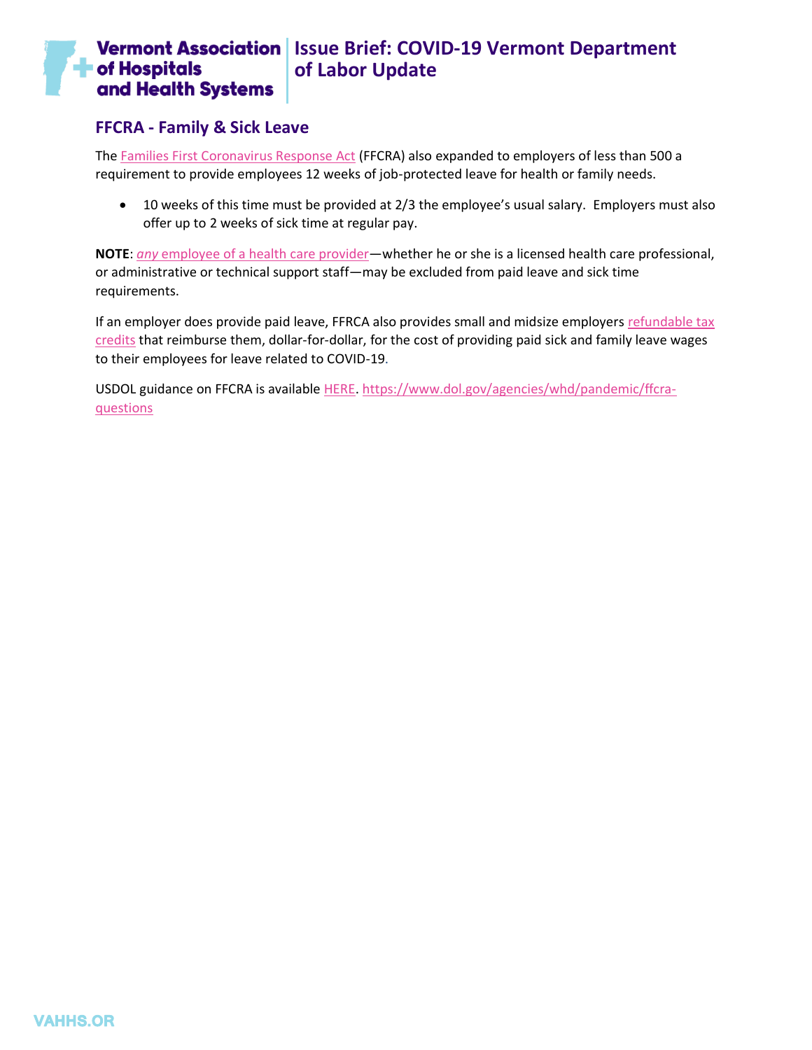## FFCRA - Family & Sick Leave

The Families First Coronavirus Response Act (FFCRA) also expanded to employers of less than 500 a requirement to provide employees 12 weeks of job-protected leave for health or family needs.

- 10 weeks of this time must be provided at 2/3 the employee's usual salary. Employers must also offer up to 2 weeks of sick time at regular pay.

**NOTE**: *any* employee of a health care provider—whether he or she is a licensed health care professional, or administrative or technical support staff—may be excluded from paid leave and sick time requirements.

If an employer does provide paid leave, FFRCA also provides small and midsize employers refundable tax credits that reimburse them, dollar-for-dollar, for the cost of providing paid sick and family leave wages to their employees for leave related to COVID-19.

USDOL guidance on FFCRA is available HERE. https://www.dol.gov/agencies/whd/pandemic/ffcra-questions